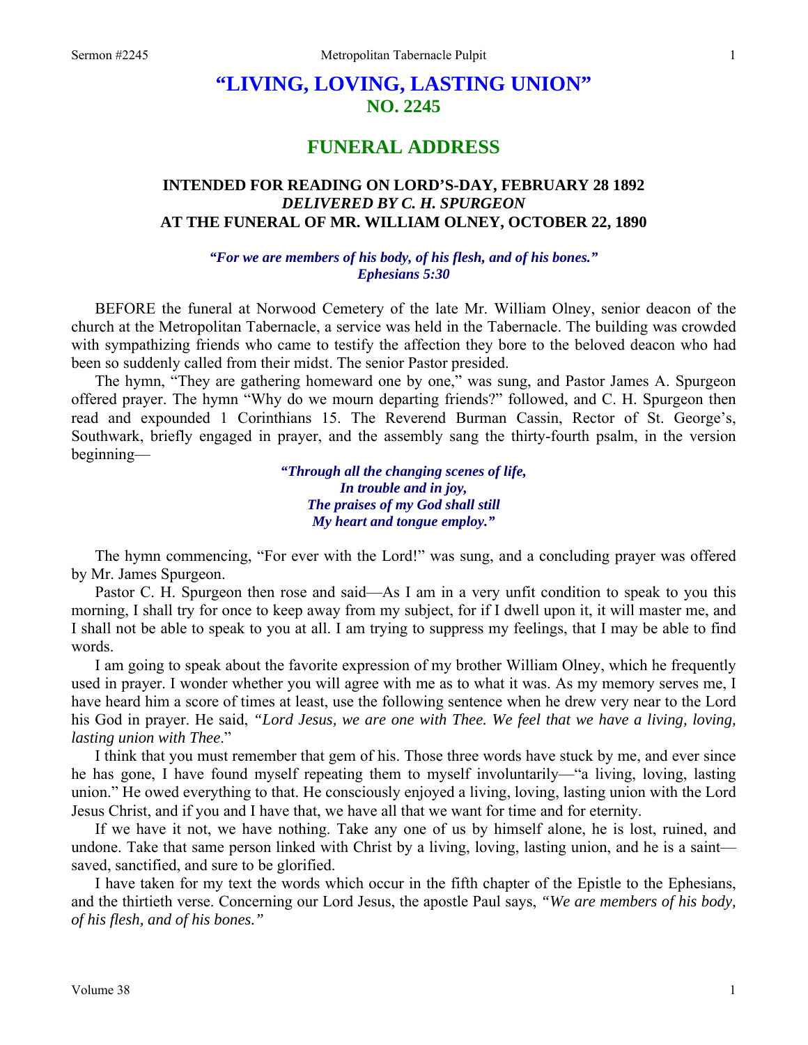# "LIVING, LOVING, LASTING UNION"
## NO. 2245

## FUNERAL ADDRESS

### INTENDED FOR READING ON LORD'S-DAY, FEBRUARY 28 1892
### *DELIVERED BY C. H. SPURGEON*
### AT THE FUNERAL OF MR. WILLIAM OLNEY, OCTOBER 22, 1890

*"For we are members of his body, of his flesh, and of his bones."*
*Ephesians 5:30*

BEFORE the funeral at Norwood Cemetery of the late Mr. William Olney, senior deacon of the church at the Metropolitan Tabernacle, a service was held in the Tabernacle. The building was crowded with sympathizing friends who came to testify the affection they bore to the beloved deacon who had been so suddenly called from their midst. The senior Pastor presided.

The hymn, "They are gathering homeward one by one," was sung, and Pastor James A. Spurgeon offered prayer. The hymn "Why do we mourn departing friends?" followed, and C. H. Spurgeon then read and expounded 1 Corinthians 15. The Reverend Burman Cassin, Rector of St. George's, Southwark, briefly engaged in prayer, and the assembly sang the thirty-fourth psalm, in the version beginning—

*"Through all the changing scenes of life,*
*In trouble and in joy,*
*The praises of my God shall still*
*My heart and tongue employ."*

The hymn commencing, "For ever with the Lord!" was sung, and a concluding prayer was offered by Mr. James Spurgeon.

Pastor C. H. Spurgeon then rose and said—As I am in a very unfit condition to speak to you this morning, I shall try for once to keep away from my subject, for if I dwell upon it, it will master me, and I shall not be able to speak to you at all. I am trying to suppress my feelings, that I may be able to find words.

I am going to speak about the favorite expression of my brother William Olney, which he frequently used in prayer. I wonder whether you will agree with me as to what it was. As my memory serves me, I have heard him a score of times at least, use the following sentence when he drew very near to the Lord his God in prayer. He said, *"Lord Jesus, we are one with Thee. We feel that we have a living, loving, lasting union with Thee*."

I think that you must remember that gem of his. Those three words have stuck by me, and ever since he has gone, I have found myself repeating them to myself involuntarily—"a living, loving, lasting union." He owed everything to that. He consciously enjoyed a living, loving, lasting union with the Lord Jesus Christ, and if you and I have that, we have all that we want for time and for eternity.

If we have it not, we have nothing. Take any one of us by himself alone, he is lost, ruined, and undone. Take that same person linked with Christ by a living, loving, lasting union, and he is a saint—saved, sanctified, and sure to be glorified.

I have taken for my text the words which occur in the fifth chapter of the Epistle to the Ephesians, and the thirtieth verse. Concerning our Lord Jesus, the apostle Paul says, *"We are members of his body, of his flesh, and of his bones."*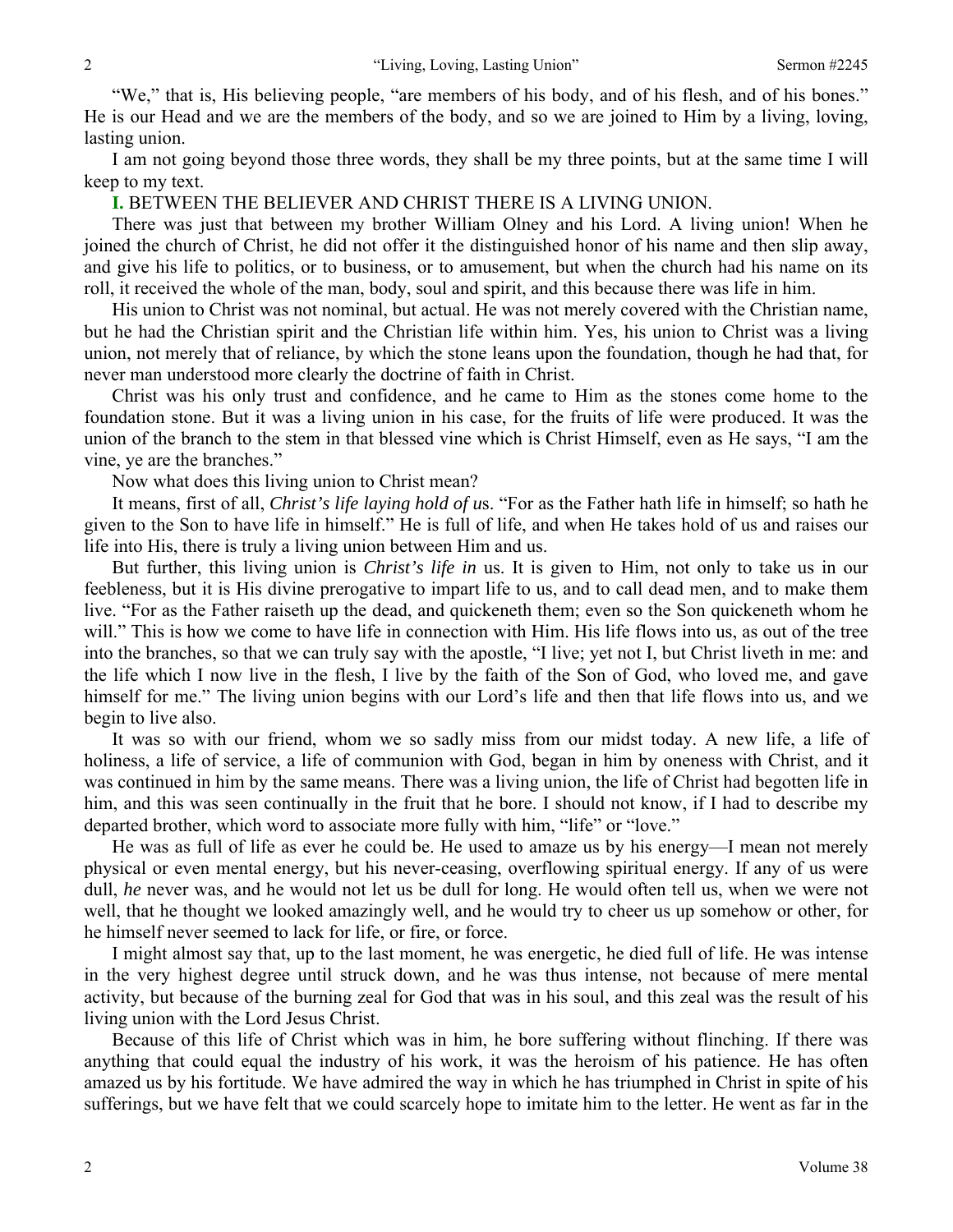"We," that is, His believing people, "are members of his body, and of his flesh, and of his bones." He is our Head and we are the members of the body, and so we are joined to Him by a living, loving, lasting union.

I am not going beyond those three words, they shall be my three points, but at the same time I will keep to my text.

**I.** BETWEEN THE BELIEVER AND CHRIST THERE IS A LIVING UNION.

There was just that between my brother William Olney and his Lord. A living union! When he joined the church of Christ, he did not offer it the distinguished honor of his name and then slip away, and give his life to politics, or to business, or to amusement, but when the church had his name on its roll, it received the whole of the man, body, soul and spirit, and this because there was life in him.

His union to Christ was not nominal, but actual. He was not merely covered with the Christian name, but he had the Christian spirit and the Christian life within him. Yes, his union to Christ was a living union, not merely that of reliance, by which the stone leans upon the foundation, though he had that, for never man understood more clearly the doctrine of faith in Christ.

Christ was his only trust and confidence, and he came to Him as the stones come home to the foundation stone. But it was a living union in his case, for the fruits of life were produced. It was the union of the branch to the stem in that blessed vine which is Christ Himself, even as He says, "I am the vine, ye are the branches."

Now what does this living union to Christ mean?

It means, first of all, *Christ's life laying hold of u*s. "For as the Father hath life in himself; so hath he given to the Son to have life in himself." He is full of life, and when He takes hold of us and raises our life into His, there is truly a living union between Him and us.

But further, this living union is *Christ's life in* us. It is given to Him, not only to take us in our feebleness, but it is His divine prerogative to impart life to us, and to call dead men, and to make them live. "For as the Father raiseth up the dead, and quickeneth them; even so the Son quickeneth whom he will." This is how we come to have life in connection with Him. His life flows into us, as out of the tree into the branches, so that we can truly say with the apostle, "I live; yet not I, but Christ liveth in me: and the life which I now live in the flesh, I live by the faith of the Son of God, who loved me, and gave himself for me." The living union begins with our Lord's life and then that life flows into us, and we begin to live also.

It was so with our friend, whom we so sadly miss from our midst today. A new life, a life of holiness, a life of service, a life of communion with God, began in him by oneness with Christ, and it was continued in him by the same means. There was a living union, the life of Christ had begotten life in him, and this was seen continually in the fruit that he bore. I should not know, if I had to describe my departed brother, which word to associate more fully with him, "life" or "love."

He was as full of life as ever he could be. He used to amaze us by his energy—I mean not merely physical or even mental energy, but his never-ceasing, overflowing spiritual energy. If any of us were dull, *he* never was, and he would not let us be dull for long. He would often tell us, when we were not well, that he thought we looked amazingly well, and he would try to cheer us up somehow or other, for he himself never seemed to lack for life, or fire, or force.

I might almost say that, up to the last moment, he was energetic, he died full of life. He was intense in the very highest degree until struck down, and he was thus intense, not because of mere mental activity, but because of the burning zeal for God that was in his soul, and this zeal was the result of his living union with the Lord Jesus Christ.

Because of this life of Christ which was in him, he bore suffering without flinching. If there was anything that could equal the industry of his work, it was the heroism of his patience. He has often amazed us by his fortitude. We have admired the way in which he has triumphed in Christ in spite of his sufferings, but we have felt that we could scarcely hope to imitate him to the letter. He went as far in the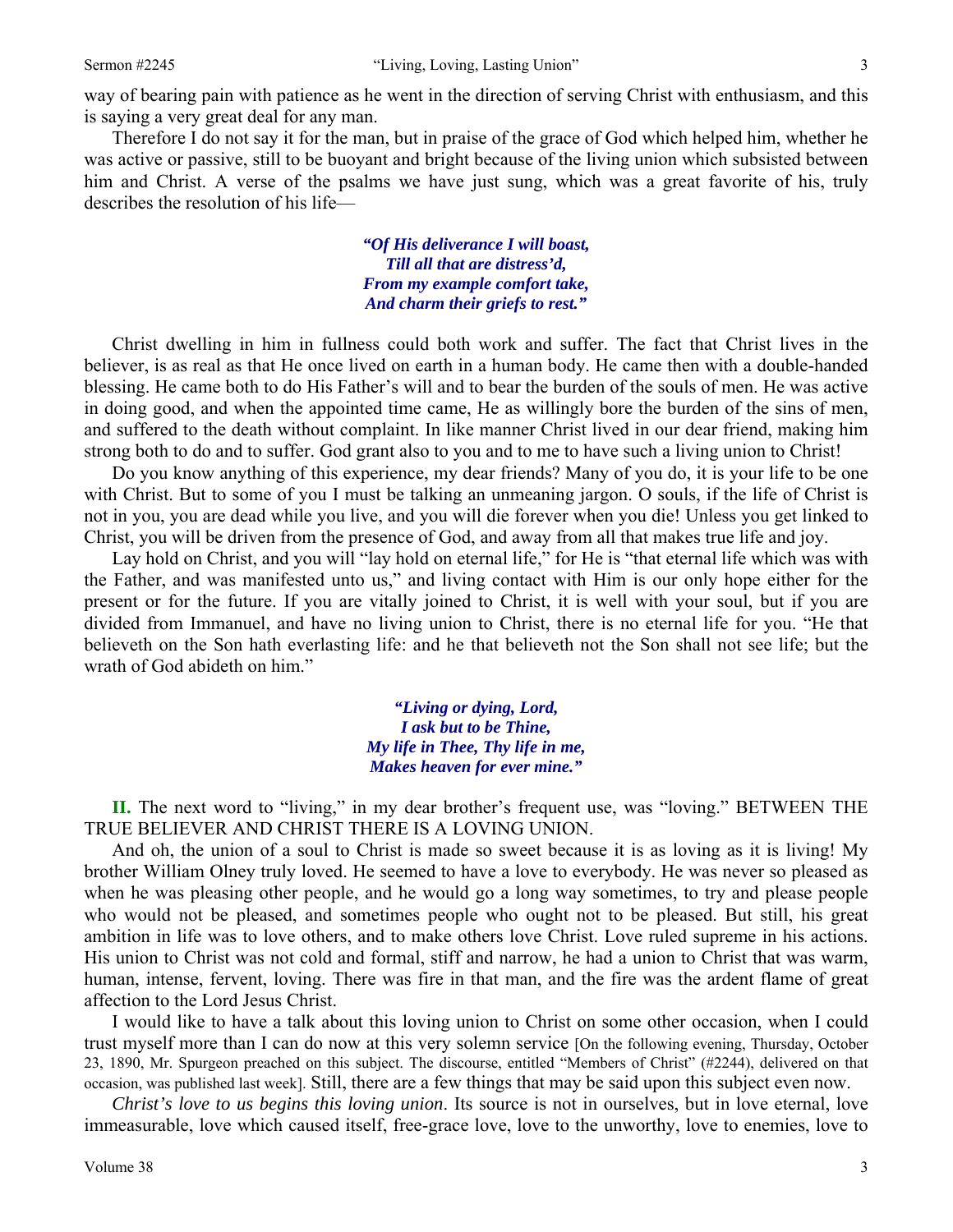way of bearing pain with patience as he went in the direction of serving Christ with enthusiasm, and this is saying a very great deal for any man.

Therefore I do not say it for the man, but in praise of the grace of God which helped him, whether he was active or passive, still to be buoyant and bright because of the living union which subsisted between him and Christ. A verse of the psalms we have just sung, which was a great favorite of his, truly describes the resolution of his life—

> ***"Of His deliverance I will boast,***
> ***Till all that are distress'd,***
> ***From my example comfort take,***
> ***And charm their griefs to rest."***

Christ dwelling in him in fullness could both work and suffer. The fact that Christ lives in the believer, is as real as that He once lived on earth in a human body. He came then with a double-handed blessing. He came both to do His Father's will and to bear the burden of the souls of men. He was active in doing good, and when the appointed time came, He as willingly bore the burden of the sins of men, and suffered to the death without complaint. In like manner Christ lived in our dear friend, making him strong both to do and to suffer. God grant also to you and to me to have such a living union to Christ!

Do you know anything of this experience, my dear friends? Many of you do, it is your life to be one with Christ. But to some of you I must be talking an unmeaning jargon. O souls, if the life of Christ is not in you, you are dead while you live, and you will die forever when you die! Unless you get linked to Christ, you will be driven from the presence of God, and away from all that makes true life and joy.

Lay hold on Christ, and you will "lay hold on eternal life," for He is "that eternal life which was with the Father, and was manifested unto us," and living contact with Him is our only hope either for the present or for the future. If you are vitally joined to Christ, it is well with your soul, but if you are divided from Immanuel, and have no living union to Christ, there is no eternal life for you. "He that believeth on the Son hath everlasting life: and he that believeth not the Son shall not see life; but the wrath of God abideth on him."

> ***"Living or dying, Lord,***
> ***I ask but to be Thine,***
> ***My life in Thee, Thy life in me,***
> ***Makes heaven for ever mine."***

**II.** The next word to "living," in my dear brother's frequent use, was "loving." BETWEEN THE TRUE BELIEVER AND CHRIST THERE IS A LOVING UNION.

And oh, the union of a soul to Christ is made so sweet because it is as loving as it is living! My brother William Olney truly loved. He seemed to have a love to everybody. He was never so pleased as when he was pleasing other people, and he would go a long way sometimes, to try and please people who would not be pleased, and sometimes people who ought not to be pleased. But still, his great ambition in life was to love others, and to make others love Christ. Love ruled supreme in his actions. His union to Christ was not cold and formal, stiff and narrow, he had a union to Christ that was warm, human, intense, fervent, loving. There was fire in that man, and the fire was the ardent flame of great affection to the Lord Jesus Christ.

I would like to have a talk about this loving union to Christ on some other occasion, when I could trust myself more than I can do now at this very solemn service [On the following evening, Thursday, October 23, 1890, Mr. Spurgeon preached on this subject. The discourse, entitled "Members of Christ" (#2244), delivered on that occasion, was published last week]. Still, there are a few things that may be said upon this subject even now.

*Christ's love to us begins this loving union*. Its source is not in ourselves, but in love eternal, love immeasurable, love which caused itself, free-grace love, love to the unworthy, love to enemies, love to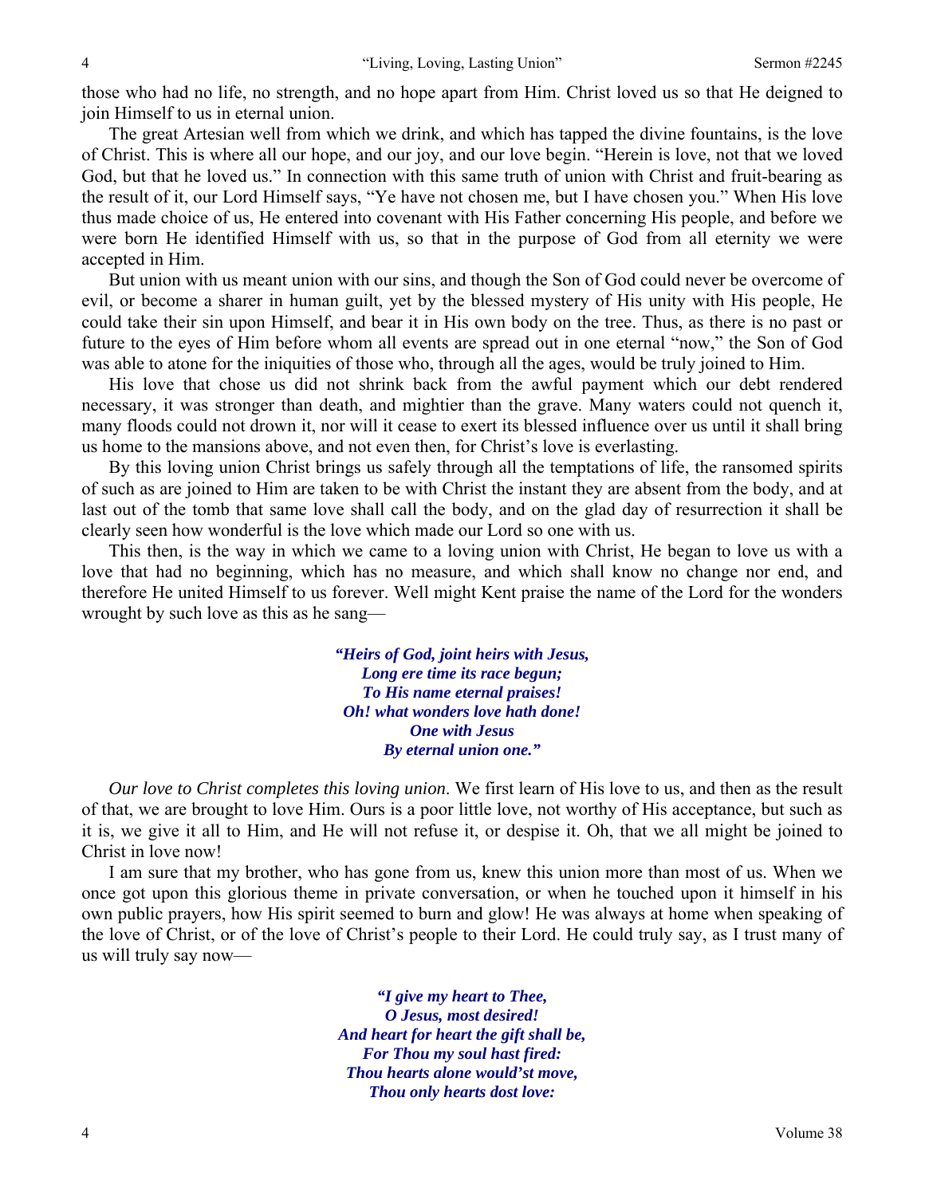those who had no life, no strength, and no hope apart from Him. Christ loved us so that He deigned to join Himself to us in eternal union.

The great Artesian well from which we drink, and which has tapped the divine fountains, is the love of Christ. This is where all our hope, and our joy, and our love begin. "Herein is love, not that we loved God, but that he loved us." In connection with this same truth of union with Christ and fruit-bearing as the result of it, our Lord Himself says, "Ye have not chosen me, but I have chosen you." When His love thus made choice of us, He entered into covenant with His Father concerning His people, and before we were born He identified Himself with us, so that in the purpose of God from all eternity we were accepted in Him.

But union with us meant union with our sins, and though the Son of God could never be overcome of evil, or become a sharer in human guilt, yet by the blessed mystery of His unity with His people, He could take their sin upon Himself, and bear it in His own body on the tree. Thus, as there is no past or future to the eyes of Him before whom all events are spread out in one eternal "now," the Son of God was able to atone for the iniquities of those who, through all the ages, would be truly joined to Him.

His love that chose us did not shrink back from the awful payment which our debt rendered necessary, it was stronger than death, and mightier than the grave. Many waters could not quench it, many floods could not drown it, nor will it cease to exert its blessed influence over us until it shall bring us home to the mansions above, and not even then, for Christ's love is everlasting.

By this loving union Christ brings us safely through all the temptations of life, the ransomed spirits of such as are joined to Him are taken to be with Christ the instant they are absent from the body, and at last out of the tomb that same love shall call the body, and on the glad day of resurrection it shall be clearly seen how wonderful is the love which made our Lord so one with us.

This then, is the way in which we came to a loving union with Christ, He began to love us with a love that had no beginning, which has no measure, and which shall know no change nor end, and therefore He united Himself to us forever. Well might Kent praise the name of the Lord for the wonders wrought by such love as this as he sang—

> ***"Heirs of God, joint heirs with Jesus,***
> ***Long ere time its race begun;***
> ***To His name eternal praises!***
> ***Oh! what wonders love hath done!***
> ***One with Jesus***
> ***By eternal union one."***

*Our love to Christ completes this loving union.* We first learn of His love to us, and then as the result of that, we are brought to love Him. Ours is a poor little love, not worthy of His acceptance, but such as it is, we give it all to Him, and He will not refuse it, or despise it. Oh, that we all might be joined to Christ in love now!

I am sure that my brother, who has gone from us, knew this union more than most of us. When we once got upon this glorious theme in private conversation, or when he touched upon it himself in his own public prayers, how His spirit seemed to burn and glow! He was always at home when speaking of the love of Christ, or of the love of Christ's people to their Lord. He could truly say, as I trust many of us will truly say now—

> ***"I give my heart to Thee,***
> ***O Jesus, most desired!***
> ***And heart for heart the gift shall be,***
> ***For Thou my soul hast fired:***
> ***Thou hearts alone would'st move,***
> ***Thou only hearts dost love:***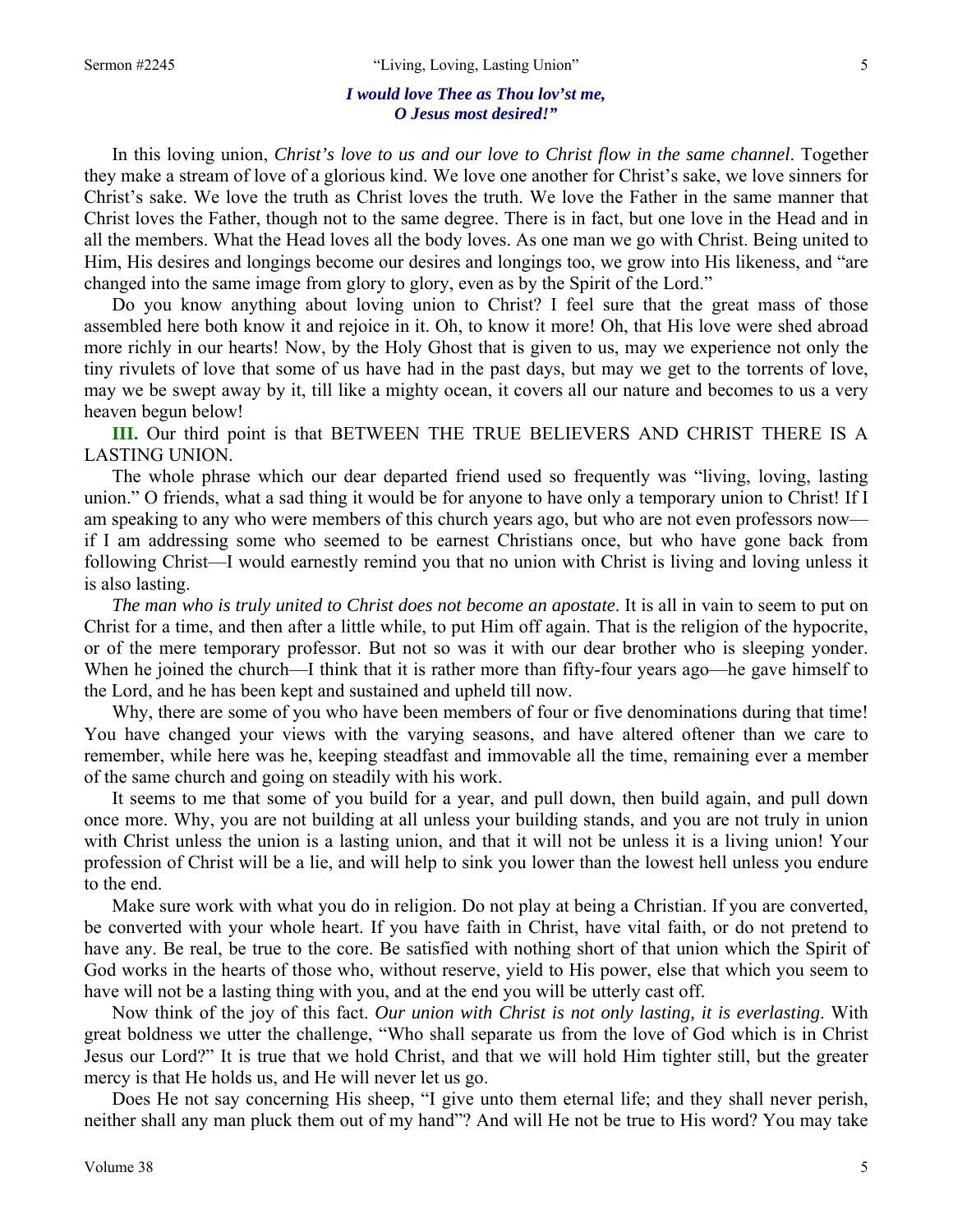*I would love Thee as Thou lov'st me,*
*O Jesus most desired!"*

In this loving union, *Christ's love to us and our love to Christ flow in the same channel*. Together they make a stream of love of a glorious kind. We love one another for Christ's sake, we love sinners for Christ's sake. We love the truth as Christ loves the truth. We love the Father in the same manner that Christ loves the Father, though not to the same degree. There is in fact, but one love in the Head and in all the members. What the Head loves all the body loves. As one man we go with Christ. Being united to Him, His desires and longings become our desires and longings too, we grow into His likeness, and "are changed into the same image from glory to glory, even as by the Spirit of the Lord."

Do you know anything about loving union to Christ? I feel sure that the great mass of those assembled here both know it and rejoice in it. Oh, to know it more! Oh, that His love were shed abroad more richly in our hearts! Now, by the Holy Ghost that is given to us, may we experience not only the tiny rivulets of love that some of us have had in the past days, but may we get to the torrents of love, may we be swept away by it, till like a mighty ocean, it covers all our nature and becomes to us a very heaven begun below!

**III.** Our third point is that BETWEEN THE TRUE BELIEVERS AND CHRIST THERE IS A LASTING UNION.

The whole phrase which our dear departed friend used so frequently was "living, loving, lasting union." O friends, what a sad thing it would be for anyone to have only a temporary union to Christ! If I am speaking to any who were members of this church years ago, but who are not even professors now—if I am addressing some who seemed to be earnest Christians once, but who have gone back from following Christ—I would earnestly remind you that no union with Christ is living and loving unless it is also lasting.

*The man who is truly united to Christ does not become an apostate*. It is all in vain to seem to put on Christ for a time, and then after a little while, to put Him off again. That is the religion of the hypocrite, or of the mere temporary professor. But not so was it with our dear brother who is sleeping yonder. When he joined the church—I think that it is rather more than fifty-four years ago—he gave himself to the Lord, and he has been kept and sustained and upheld till now.

Why, there are some of you who have been members of four or five denominations during that time! You have changed your views with the varying seasons, and have altered oftener than we care to remember, while here was he, keeping steadfast and immovable all the time, remaining ever a member of the same church and going on steadily with his work.

It seems to me that some of you build for a year, and pull down, then build again, and pull down once more. Why, you are not building at all unless your building stands, and you are not truly in union with Christ unless the union is a lasting union, and that it will not be unless it is a living union! Your profession of Christ will be a lie, and will help to sink you lower than the lowest hell unless you endure to the end.

Make sure work with what you do in religion. Do not play at being a Christian. If you are converted, be converted with your whole heart. If you have faith in Christ, have vital faith, or do not pretend to have any. Be real, be true to the core. Be satisfied with nothing short of that union which the Spirit of God works in the hearts of those who, without reserve, yield to His power, else that which you seem to have will not be a lasting thing with you, and at the end you will be utterly cast off.

Now think of the joy of this fact. *Our union with Christ is not only lasting, it is everlasting*. With great boldness we utter the challenge, "Who shall separate us from the love of God which is in Christ Jesus our Lord?" It is true that we hold Christ, and that we will hold Him tighter still, but the greater mercy is that He holds us, and He will never let us go.

Does He not say concerning His sheep, "I give unto them eternal life; and they shall never perish, neither shall any man pluck them out of my hand"? And will He not be true to His word? You may take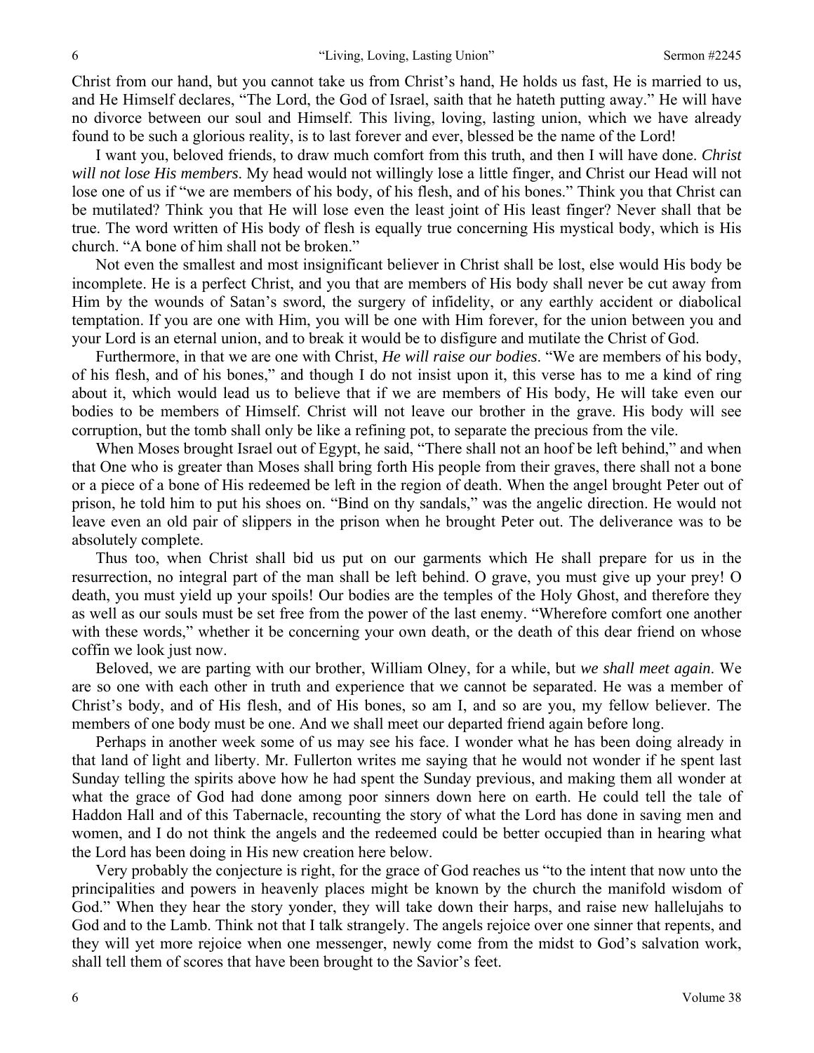Christ from our hand, but you cannot take us from Christ's hand, He holds us fast, He is married to us, and He Himself declares, "The Lord, the God of Israel, saith that he hateth putting away." He will have no divorce between our soul and Himself. This living, loving, lasting union, which we have already found to be such a glorious reality, is to last forever and ever, blessed be the name of the Lord!

I want you, beloved friends, to draw much comfort from this truth, and then I will have done. *Christ will not lose His members*. My head would not willingly lose a little finger, and Christ our Head will not lose one of us if "we are members of his body, of his flesh, and of his bones." Think you that Christ can be mutilated? Think you that He will lose even the least joint of His least finger? Never shall that be true. The word written of His body of flesh is equally true concerning His mystical body, which is His church. "A bone of him shall not be broken."

Not even the smallest and most insignificant believer in Christ shall be lost, else would His body be incomplete. He is a perfect Christ, and you that are members of His body shall never be cut away from Him by the wounds of Satan's sword, the surgery of infidelity, or any earthly accident or diabolical temptation. If you are one with Him, you will be one with Him forever, for the union between you and your Lord is an eternal union, and to break it would be to disfigure and mutilate the Christ of God.

Furthermore, in that we are one with Christ, *He will raise our bodies*. "We are members of his body, of his flesh, and of his bones," and though I do not insist upon it, this verse has to me a kind of ring about it, which would lead us to believe that if we are members of His body, He will take even our bodies to be members of Himself. Christ will not leave our brother in the grave. His body will see corruption, but the tomb shall only be like a refining pot, to separate the precious from the vile.

When Moses brought Israel out of Egypt, he said, "There shall not an hoof be left behind," and when that One who is greater than Moses shall bring forth His people from their graves, there shall not a bone or a piece of a bone of His redeemed be left in the region of death. When the angel brought Peter out of prison, he told him to put his shoes on. "Bind on thy sandals," was the angelic direction. He would not leave even an old pair of slippers in the prison when he brought Peter out. The deliverance was to be absolutely complete.

Thus too, when Christ shall bid us put on our garments which He shall prepare for us in the resurrection, no integral part of the man shall be left behind. O grave, you must give up your prey! O death, you must yield up your spoils! Our bodies are the temples of the Holy Ghost, and therefore they as well as our souls must be set free from the power of the last enemy. "Wherefore comfort one another with these words," whether it be concerning your own death, or the death of this dear friend on whose coffin we look just now.

Beloved, we are parting with our brother, William Olney, for a while, but *we shall meet again*. We are so one with each other in truth and experience that we cannot be separated. He was a member of Christ's body, and of His flesh, and of His bones, so am I, and so are you, my fellow believer. The members of one body must be one. And we shall meet our departed friend again before long.

Perhaps in another week some of us may see his face. I wonder what he has been doing already in that land of light and liberty. Mr. Fullerton writes me saying that he would not wonder if he spent last Sunday telling the spirits above how he had spent the Sunday previous, and making them all wonder at what the grace of God had done among poor sinners down here on earth. He could tell the tale of Haddon Hall and of this Tabernacle, recounting the story of what the Lord has done in saving men and women, and I do not think the angels and the redeemed could be better occupied than in hearing what the Lord has been doing in His new creation here below.

Very probably the conjecture is right, for the grace of God reaches us "to the intent that now unto the principalities and powers in heavenly places might be known by the church the manifold wisdom of God." When they hear the story yonder, they will take down their harps, and raise new hallelujahs to God and to the Lamb. Think not that I talk strangely. The angels rejoice over one sinner that repents, and they will yet more rejoice when one messenger, newly come from the midst to God's salvation work, shall tell them of scores that have been brought to the Savior's feet.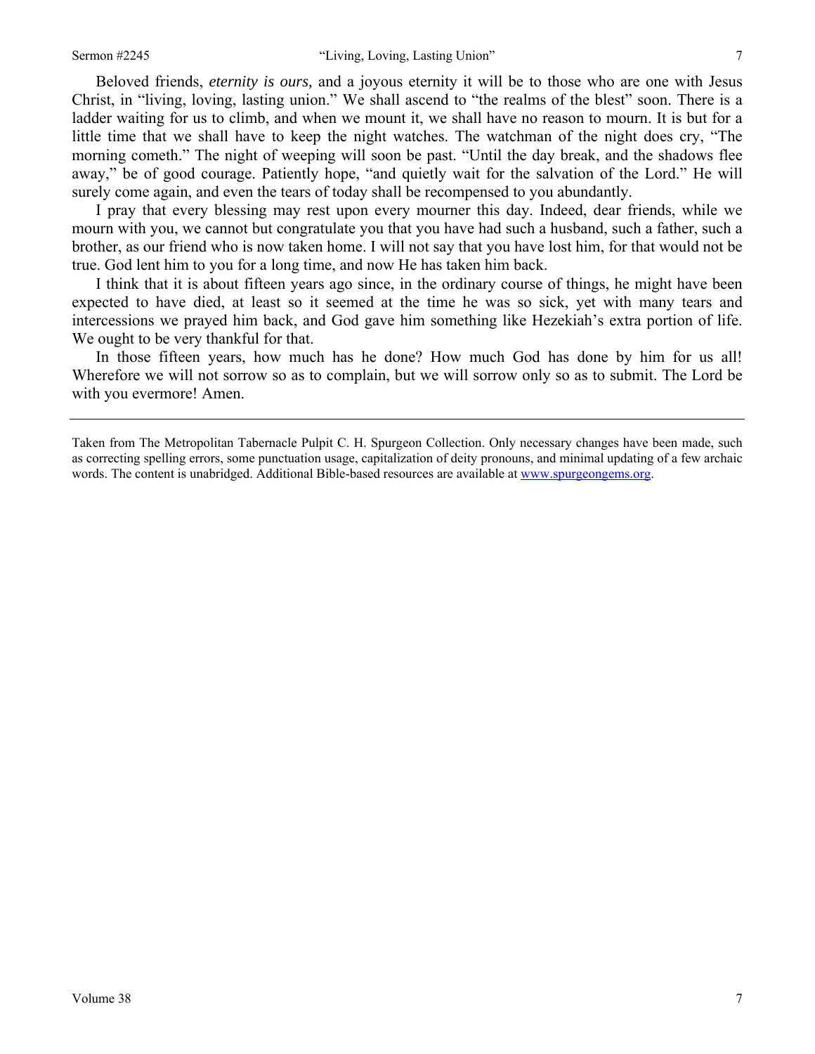Beloved friends, *eternity is ours,* and a joyous eternity it will be to those who are one with Jesus Christ, in "living, loving, lasting union." We shall ascend to "the realms of the blest" soon. There is a ladder waiting for us to climb, and when we mount it, we shall have no reason to mourn. It is but for a little time that we shall have to keep the night watches. The watchman of the night does cry, "The morning cometh." The night of weeping will soon be past. "Until the day break, and the shadows flee away," be of good courage. Patiently hope, "and quietly wait for the salvation of the Lord." He will surely come again, and even the tears of today shall be recompensed to you abundantly.

I pray that every blessing may rest upon every mourner this day. Indeed, dear friends, while we mourn with you, we cannot but congratulate you that you have had such a husband, such a father, such a brother, as our friend who is now taken home. I will not say that you have lost him, for that would not be true. God lent him to you for a long time, and now He has taken him back.

I think that it is about fifteen years ago since, in the ordinary course of things, he might have been expected to have died, at least so it seemed at the time he was so sick, yet with many tears and intercessions we prayed him back, and God gave him something like Hezekiah's extra portion of life. We ought to be very thankful for that.

In those fifteen years, how much has he done? How much God has done by him for us all! Wherefore we will not sorrow so as to complain, but we will sorrow only so as to submit. The Lord be with you evermore! Amen.

---

Taken from The Metropolitan Tabernacle Pulpit C. H. Spurgeon Collection. Only necessary changes have been made, such as correcting spelling errors, some punctuation usage, capitalization of deity pronouns, and minimal updating of a few archaic words. The content is unabridged. Additional Bible-based resources are available at www.spurgeongems.org.